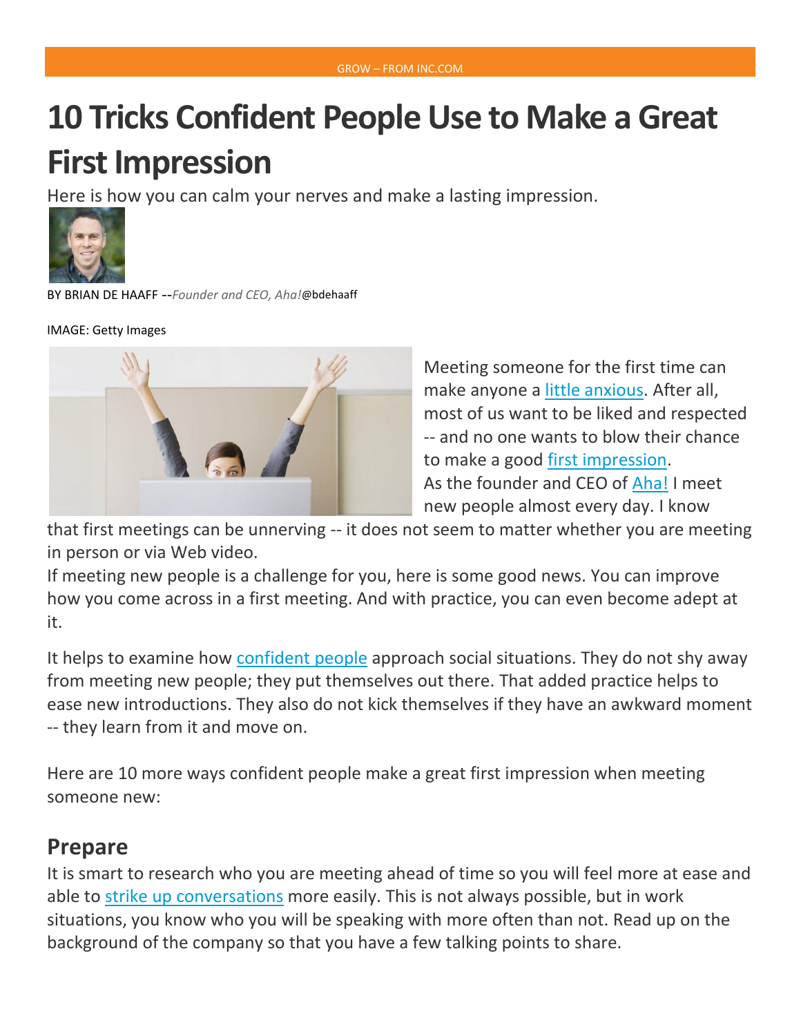GROW – FROM INC.COM

# 10 Tricks Confident People Use to Make a Great First Impression

Here is how you can calm your nerves and make a lasting impression.

BY BRIAN DE HAAFF --*Founder and CEO, Aha!*@bdehaaff

IMAGE: Getty Images

Meeting someone for the first time can make anyone a little anxious. After all, most of us want to be liked and respected -- and no one wants to blow their chance to make a good first impression.

As the founder and CEO of Aha! I meet new people almost every day. I know that first meetings can be unnerving -- it does not seem to matter whether you are meeting in person or via Web video.

If meeting new people is a challenge for you, here is some good news. You can improve how you come across in a first meeting. And with practice, you can even become adept at it.

It helps to examine how confident people approach social situations. They do not shy away from meeting new people; they put themselves out there. That added practice helps to ease new introductions. They also do not kick themselves if they have an awkward moment -- they learn from it and move on.

Here are 10 more ways confident people make a great first impression when meeting someone new:

## Prepare

It is smart to research who you are meeting ahead of time so you will feel more at ease and able to strike up conversations more easily. This is not always possible, but in work situations, you know who you will be speaking with more often than not. Read up on the background of the company so that you have a few talking points to share.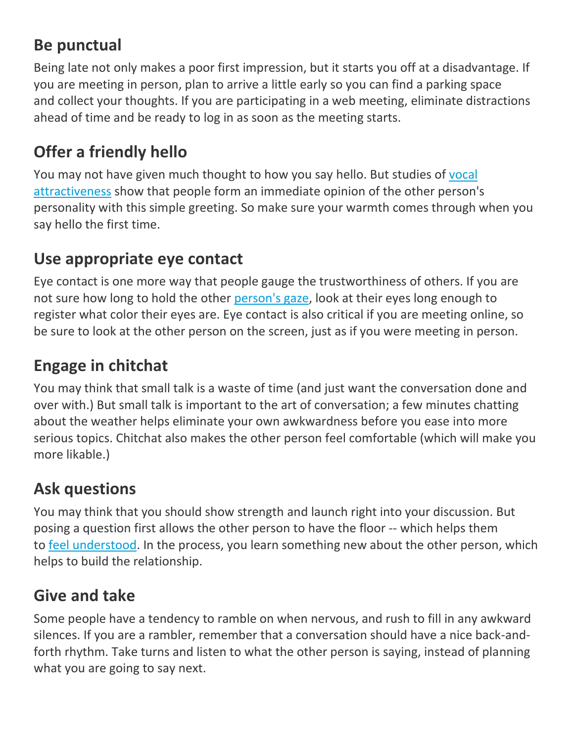## Be punctual

Being late not only makes a poor first impression, but it starts you off at a disadvantage. If you are meeting in person, plan to arrive a little early so you can find a parking space and collect your thoughts. If you are participating in a web meeting, eliminate distractions ahead of time and be ready to log in as soon as the meeting starts.

## Offer a friendly hello

You may not have given much thought to how you say hello. But studies of vocal attractiveness show that people form an immediate opinion of the other person's personality with this simple greeting. So make sure your warmth comes through when you say hello the first time.

## Use appropriate eye contact

Eye contact is one more way that people gauge the trustworthiness of others. If you are not sure how long to hold the other person's gaze, look at their eyes long enough to register what color their eyes are. Eye contact is also critical if you are meeting online, so be sure to look at the other person on the screen, just as if you were meeting in person.

## Engage in chitchat

You may think that small talk is a waste of time (and just want the conversation done and over with.) But small talk is important to the art of conversation; a few minutes chatting about the weather helps eliminate your own awkwardness before you ease into more serious topics. Chitchat also makes the other person feel comfortable (which will make you more likable.)

## Ask questions

You may think that you should show strength and launch right into your discussion. But posing a question first allows the other person to have the floor -- which helps them to feel understood. In the process, you learn something new about the other person, which helps to build the relationship.

## Give and take

Some people have a tendency to ramble on when nervous, and rush to fill in any awkward silences. If you are a rambler, remember that a conversation should have a nice back-and-forth rhythm. Take turns and listen to what the other person is saying, instead of planning what you are going to say next.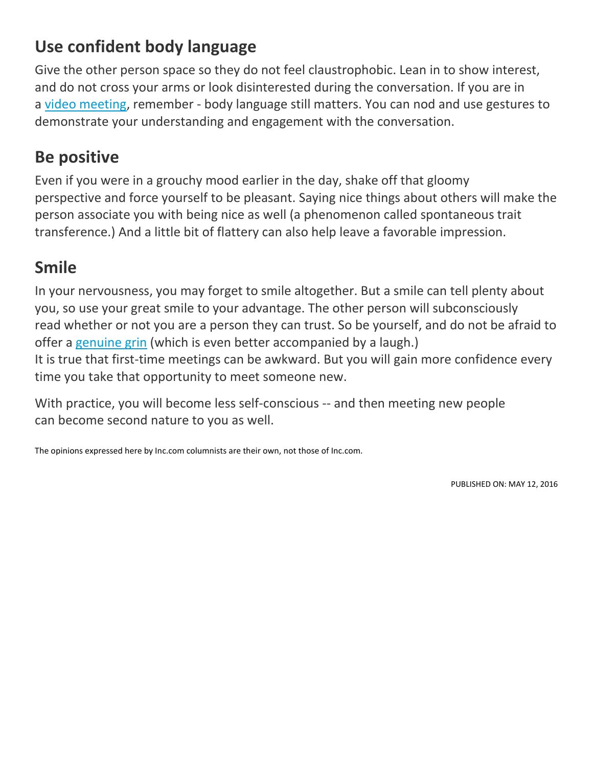## Use confident body language

Give the other person space so they do not feel claustrophobic. Lean in to show interest, and do not cross your arms or look disinterested during the conversation. If you are in a video meeting, remember - body language still matters. You can nod and use gestures to demonstrate your understanding and engagement with the conversation.

## Be positive

Even if you were in a grouchy mood earlier in the day, shake off that gloomy perspective and force yourself to be pleasant. Saying nice things about others will make the person associate you with being nice as well (a phenomenon called spontaneous trait transference.) And a little bit of flattery can also help leave a favorable impression.

## Smile

In your nervousness, you may forget to smile altogether. But a smile can tell plenty about you, so use your great smile to your advantage. The other person will subconsciously read whether or not you are a person they can trust. So be yourself, and do not be afraid to offer a genuine grin (which is even better accompanied by a laugh.)
It is true that first-time meetings can be awkward. But you will gain more confidence every time you take that opportunity to meet someone new.

With practice, you will become less self-conscious -- and then meeting new people can become second nature to you as well.

The opinions expressed here by Inc.com columnists are their own, not those of Inc.com.

PUBLISHED ON: MAY 12, 2016